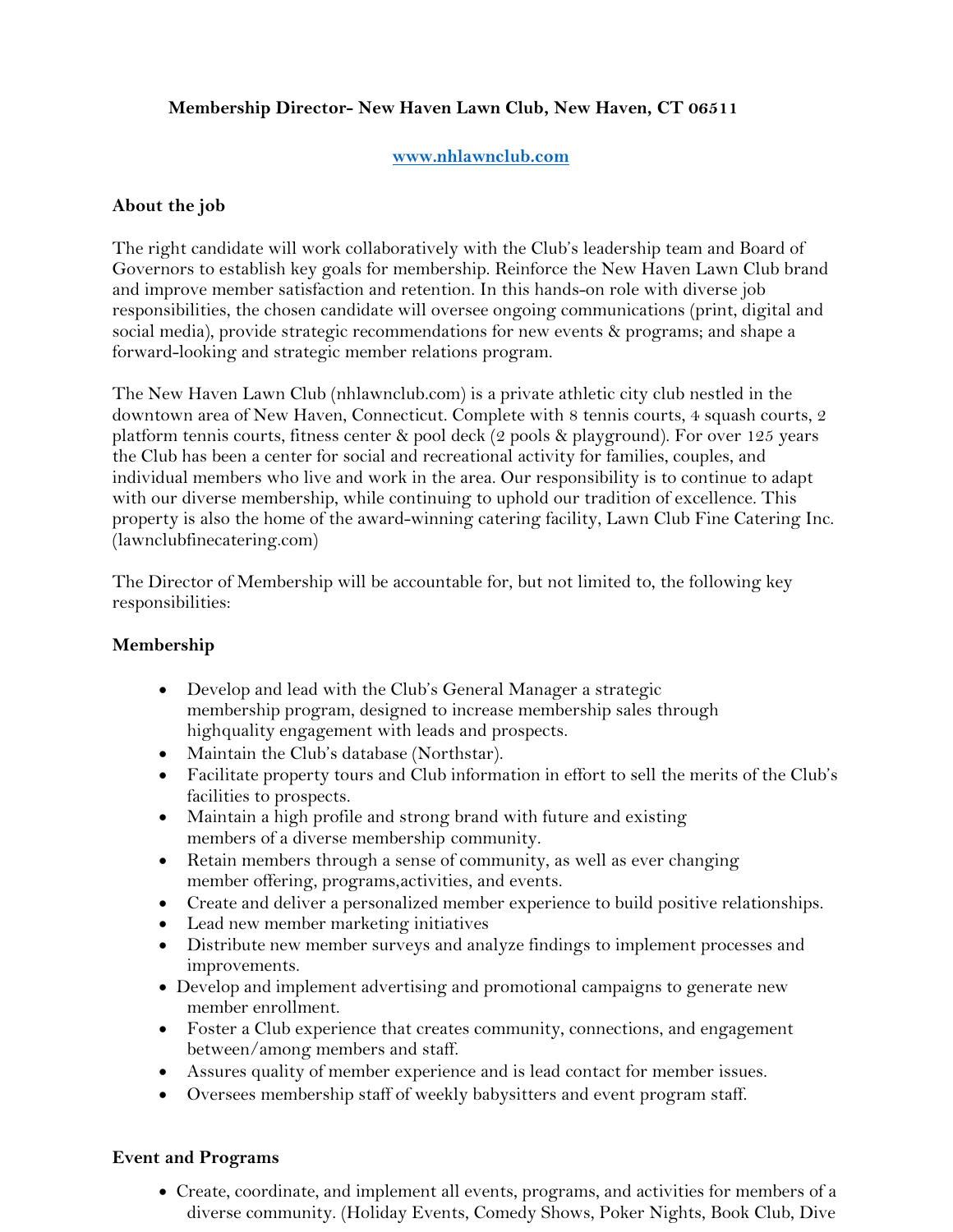**Membership Director- New Haven Lawn Club, New Haven, CT 06511**

**[www.nhlawnclub.com](http://www.nhlawnclub.com)**

## About the job

The right candidate will work collaboratively with the Club's leadership team and Board of Governors to establish key goals for membership. Reinforce the New Haven Lawn Club brand and improve member satisfaction and retention. In this hands-on role with diverse job responsibilities, the chosen candidate will oversee ongoing communications (print, digital and social media), provide strategic recommendations for new events & programs; and shape a forward-looking and strategic member relations program.

The New Haven Lawn Club (nhlawnclub.com) is a private athletic city club nestled in the downtown area of New Haven, Connecticut. Complete with 8 tennis courts, 4 squash courts, 2 platform tennis courts, fitness center & pool deck (2 pools & playground). For over 125 years the Club has been a center for social and recreational activity for families, couples, and individual members who live and work in the area. Our responsibility is to continue to adapt with our diverse membership, while continuing to uphold our tradition of excellence. This property is also the home of the award-winning catering facility, Lawn Club Fine Catering Inc. (lawnclubfinecatering.com)

The Director of Membership will be accountable for, but not limited to, the following key responsibilities:

## Membership

- Develop and lead with the Club's General Manager a strategic membership program, designed to increase membership sales through highquality engagement with leads and prospects.
- Maintain the Club's database (Northstar).
- Facilitate property tours and Club information in effort to sell the merits of the Club's facilities to prospects.
- Maintain a high profile and strong brand with future and existing members of a diverse membership community.
- Retain members through a sense of community, as well as ever changing member offering, programs,activities, and events.
- Create and deliver a personalized member experience to build positive relationships.
- Lead new member marketing initiatives
- Distribute new member surveys and analyze findings to implement processes and improvements.
- Develop and implement advertising and promotional campaigns to generate new member enrollment.
- Foster a Club experience that creates community, connections, and engagement between/among members and staff.
- Assures quality of member experience and is lead contact for member issues.
- Oversees membership staff of weekly babysitters and event program staff.

## Event and Programs

- Create, coordinate, and implement all events, programs, and activities for members of a diverse community. (Holiday Events, Comedy Shows, Poker Nights, Book Club, Dive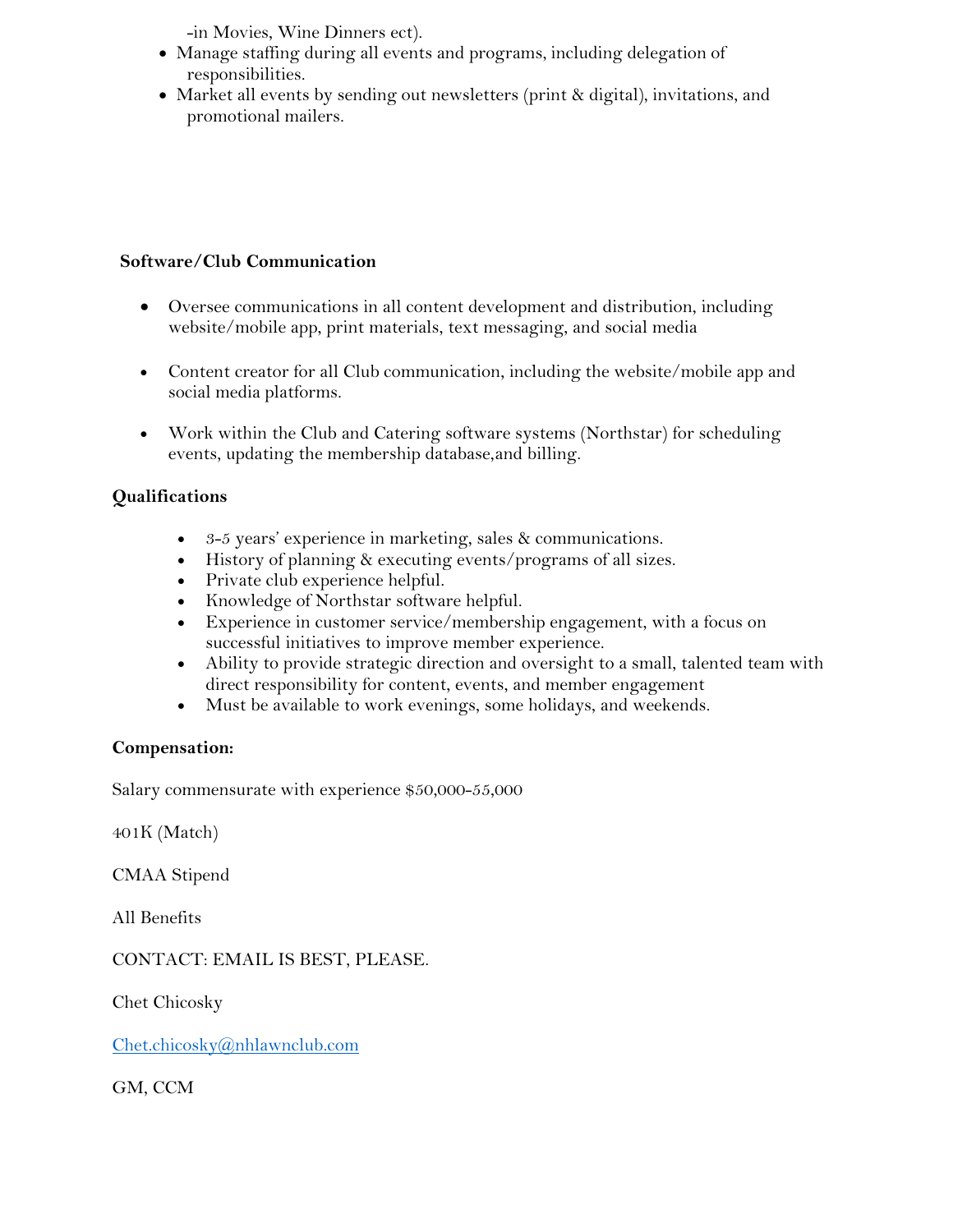-in Movies, Wine Dinners ect).

- Manage staffing during all events and programs, including delegation of responsibilities.
- Market all events by sending out newsletters (print & digital), invitations, and promotional mailers.

**Software/Club Communication**

- Oversee communications in all content development and distribution, including website/mobile app, print materials, text messaging, and social media
- Content creator for all Club communication, including the website/mobile app and social media platforms.
- Work within the Club and Catering software systems (Northstar) for scheduling events, updating the membership database,and billing.

**Qualifications**

- 3-5 years' experience in marketing, sales & communications.
- History of planning & executing events/programs of all sizes.
- Private club experience helpful.
- Knowledge of Northstar software helpful.
- Experience in customer service/membership engagement, with a focus on successful initiatives to improve member experience.
- Ability to provide strategic direction and oversight to a small, talented team with direct responsibility for content, events, and member engagement
- Must be available to work evenings, some holidays, and weekends.

**Compensation:**

Salary commensurate with experience $50,000-55,000

401K (Match)

CMAA Stipend

All Benefits

CONTACT: EMAIL IS BEST, PLEASE.

Chet Chicosky

Chet.chicosky@nhlawnclub.com

GM, CCM